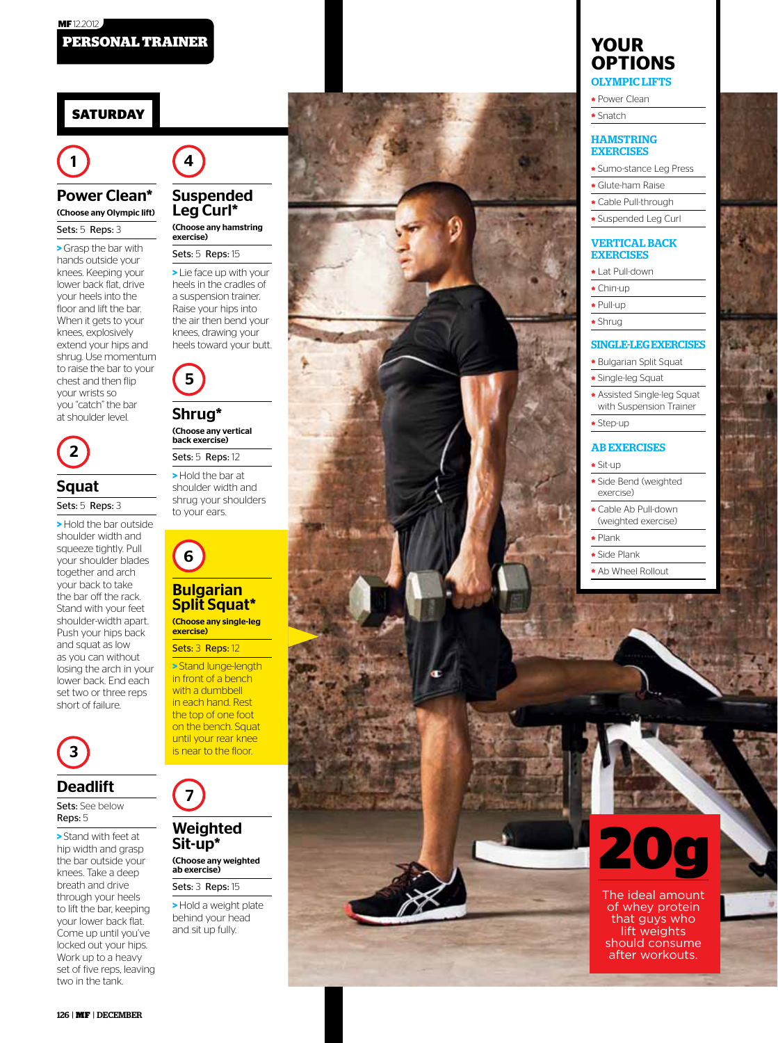# PERSONAL TRAINER

## SATURDAY

### 1
## Power Clean*
**(Choose any Olympic lift)**

Sets: 5 Reps: 3

> Grasp the bar with hands outside your knees. Keeping your lower back flat, drive your heels into the floor and lift the bar. When it gets to your knees, explosively extend your hips and shrug. Use momentum to raise the bar to your chest and then flip your wrists so you "catch" the bar at shoulder level.

### 2
## Squat

Sets: 5 Reps: 3

> Hold the bar outside shoulder width and squeeze tightly. Pull your shoulder blades together and arch your back to take the bar off the rack. Stand with your feet shoulder-width apart. Push your hips back and squat as low as you can without losing the arch in your lower back. End each set two or three reps short of failure.

### 3
## Deadlift

Sets: See below
Reps: 5

> Stand with feet at hip width and grasp the bar outside your knees. Take a deep breath and drive through your heels to lift the bar, keeping your lower back flat. Come up until you've locked out your hips. Work up to a heavy set of five reps, leaving two in the tank.

### 4
## Suspended Leg Curl*
**(Choose any hamstring exercise)**

Sets: 5 Reps: 15

> Lie face up with your heels in the cradles of a suspension trainer. Raise your hips into the air then bend your knees, drawing your heels toward your butt.

### 5
## Shrug*
**(Choose any vertical back exercise)**

Sets: 5 Reps: 12

> Hold the bar at shoulder width and shrug your shoulders to your ears.

### 6
## Bulgarian Split Squat*
**(Choose any single-leg exercise)**

Sets: 3 Reps: 12

> Stand lunge-length in front of a bench with a dumbbell in each hand. Rest the top of one foot on the bench. Squat until your rear knee is near to the floor.

### 7
## Weighted Sit-up*
**(Choose any weighted ab exercise)**

Sets: 3 Reps: 15

> Hold a weight plate behind your head and sit up fully.

## YOUR OPTIONS

### OLYMPIC LIFTS
- Power Clean
- Snatch

### HAMSTRING EXERCISES
- Sumo-stance Leg Press
- Glute-ham Raise
- Cable Pull-through
- Suspended Leg Curl

### VERTICAL BACK EXERCISES
- Lat Pull-down
- Chin-up
- Pull-up
- Shrug

### SINGLE-LEG EXERCISES
- Bulgarian Split Squat
- Single-leg Squat
- Assisted Single-leg Squat with Suspension Trainer
- Step-up

### AB EXERCISES
- Sit-up
- Side Bend (weighted exercise)
- Cable Ab Pull-down (weighted exercise)
- Plank
- Side Plank
- Ab Wheel Rollout

**20g**
The ideal amount of whey protein that guys who lift weights should consume after workouts.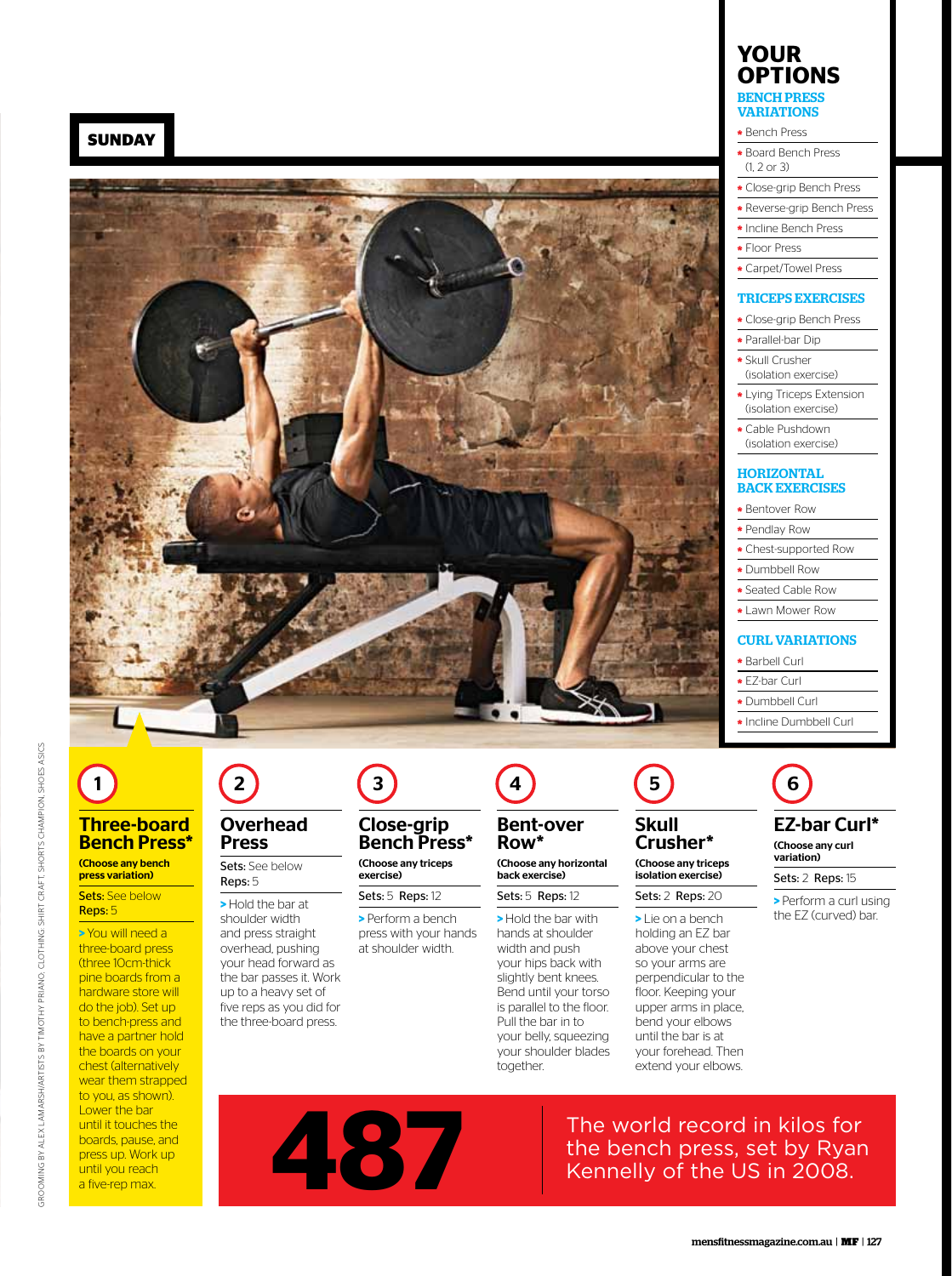## SUNDAY

## YOUR OPTIONS

### BENCH PRESS VARIATIONS

- Bench Press
- Board Bench Press (1, 2 or 3)
- Close-grip Bench Press
- Reverse-grip Bench Press
- Incline Bench Press
- Floor Press
- Carpet/Towel Press

### TRICEPS EXERCISES

- Close-grip Bench Press
- Parallel-bar Dip
- Skull Crusher (isolation exercise)
- Lying Triceps Extension (isolation exercise)
- Cable Pushdown (isolation exercise)

### HORIZONTAL BACK EXERCISES

- Bentover Row
- Pendlay Row
- Chest-supported Row
- Dumbbell Row
- Seated Cable Row
- Lawn Mower Row

### CURL VARIATIONS

- Barbell Curl
- EZ-bar Curl
- Dumbbell Curl
- Incline Dumbbell Curl

### 1 Three-board Bench Press*

**(Choose any bench press variation)**

Sets: See below Reps: 5

> You will need a three-board press (three 10cm-thick pine boards from a hardware store will do the job). Set up to bench-press and have a partner hold the boards on your chest (alternatively wear them strapped to you, as shown). Lower the bar until it touches the boards, pause, and press up. Work up until you reach a five-rep max.

### 2 Overhead Press

Sets: See below Reps: 5

> Hold the bar at shoulder width and press straight overhead, pushing your head forward as the bar passes it. Work up to a heavy set of five reps as you did for the three-board press.

### 3 Close-grip Bench Press*

**(Choose any triceps exercise)**

Sets: 5 Reps: 12

> Perform a bench press with your hands at shoulder width.

### 4 Bent-over Row*

**(Choose any horizontal back exercise)**

Sets: 5 Reps: 12

> Hold the bar with hands at shoulder width and push your hips back with slightly bent knees. Bend until your torso is parallel to the floor. Pull the bar in to your belly, squeezing your shoulder blades together.

### 5 Skull Crusher*

**(Choose any triceps isolation exercise)**

Sets: 2 Reps: 20

> Lie on a bench holding an EZ bar above your chest so your arms are perpendicular to the floor. Keeping your upper arms in place, bend your elbows until the bar is at your forehead. Then extend your elbows.

### 6 EZ-bar Curl*

**(Choose any curl variation)**

Sets: 2 Reps: 15

> Perform a curl using the EZ (curved) bar.

**487** The world record in kilos for the bench press, set by Ryan Kennelly of the US in 2008.

GROOMING BY ALEX LAMARSH/ARTISTS BY TIMOTHY PRIANO; CLOTHING: SHIRT CRAFT, SHORTS CHAMPION, SHOES ASICS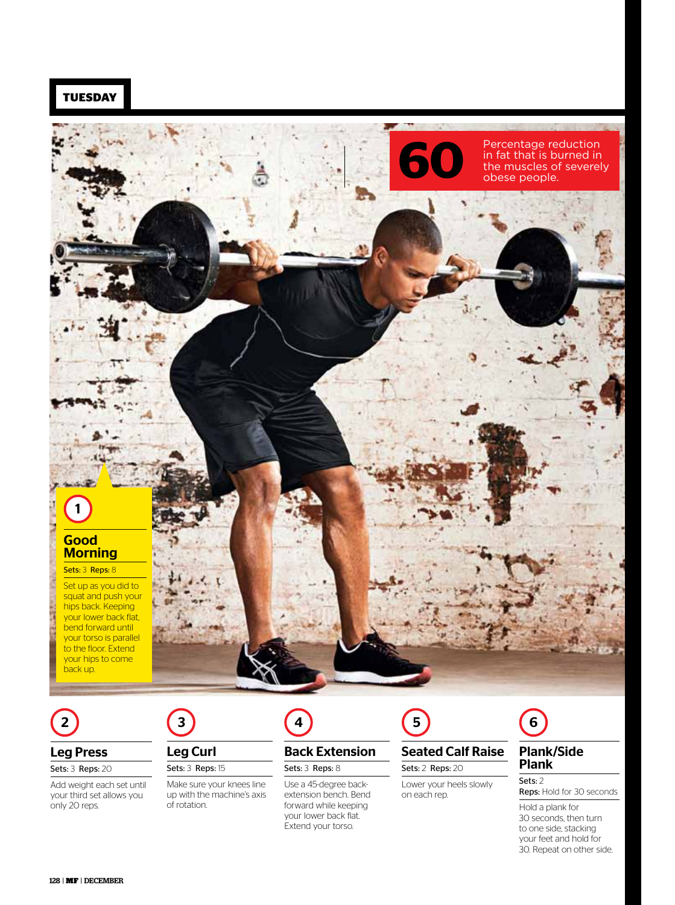## TUESDAY

**60** Percentage reduction in fat that is burned in the muscles of severely obese people.

### 1 Good Morning

**Sets:** 3 **Reps:** 8

Set up as you did to squat and push your hips back. Keeping your lower back flat, bend forward until your torso is parallel to the floor. Extend your hips to come back up.

### 2 Leg Press

**Sets:** 3 **Reps:** 20

Add weight each set until your third set allows you only 20 reps.

### 3 Leg Curl

**Sets:** 3 **Reps:** 15

Make sure your knees line up with the machine's axis of rotation.

### 4 Back Extension

**Sets:** 3 **Reps:** 8

Use a 45-degree back-extension bench. Bend forward while keeping your lower back flat. Extend your torso.

### 5 Seated Calf Raise

**Sets:** 2 **Reps:** 20

Lower your heels slowly on each rep.

### 6 Plank/Side Plank

**Sets:** 2

**Reps:** Hold for 30 seconds

Hold a plank for 30 seconds, then turn to one side, stacking your feet and hold for 30. Repeat on other side.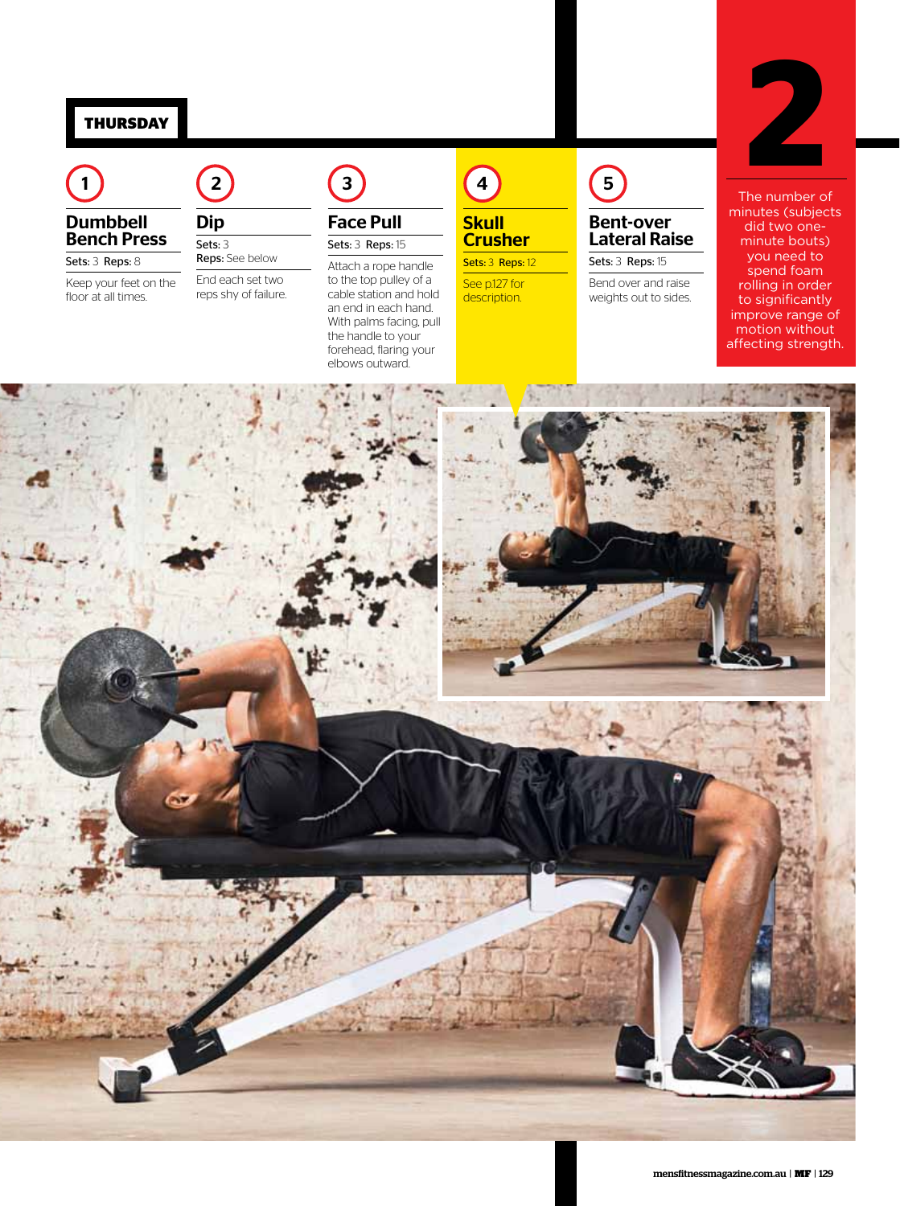## THURSDAY

### 1 Dumbbell Bench Press

**Sets:** 3 **Reps:** 8

Keep your feet on the floor at all times.

### 2 Dip

**Sets:** 3
**Reps:** See below

End each set two reps shy of failure.

### 3 Face Pull

**Sets:** 3 **Reps:** 15

Attach a rope handle to the top pulley of a cable station and hold an end in each hand. With palms facing, pull the handle to your forehead, flaring your elbows outward.

### 4 Skull Crusher

**Sets:** 3 **Reps:** 12

See p127 for description.

### 5 Bent-over Lateral Raise

**Sets:** 3 **Reps:** 15

Bend over and raise weights out to sides.

**2**

The number of minutes (subjects did two one-minute bouts) you need to spend foam rolling in order to significantly improve range of motion without affecting strength.